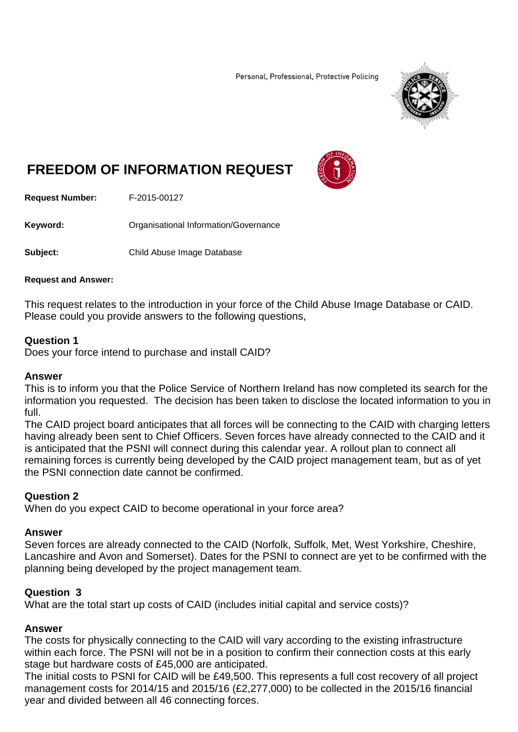Personal, Professional, Protective Policing

# FREEDOM OF INFORMATION REQUEST

**Request Number:** F-2015-00127

**Keyword:** Organisational Information/Governance

**Subject:** Child Abuse Image Database

**Request and Answer:**

This request relates to the introduction in your force of the Child Abuse Image Database or CAID. Please could you provide answers to the following questions,

### Question 1

Does your force intend to purchase and install CAID?

### Answer

This is to inform you that the Police Service of Northern Ireland has now completed its search for the information you requested. The decision has been taken to disclose the located information to you in full.

The CAID project board anticipates that all forces will be connecting to the CAID with charging letters having already been sent to Chief Officers. Seven forces have already connected to the CAID and it is anticipated that the PSNI will connect during this calendar year. A rollout plan to connect all remaining forces is currently being developed by the CAID project management team, but as of yet the PSNI connection date cannot be confirmed.

### Question 2

When do you expect CAID to become operational in your force area?

### Answer

Seven forces are already connected to the CAID (Norfolk, Suffolk, Met, West Yorkshire, Cheshire, Lancashire and Avon and Somerset). Dates for the PSNI to connect are yet to be confirmed with the planning being developed by the project management team.

### Question 3

What are the total start up costs of CAID (includes initial capital and service costs)?

### Answer

The costs for physically connecting to the CAID will vary according to the existing infrastructure within each force. The PSNI will not be in a position to confirm their connection costs at this early stage but hardware costs of £45,000 are anticipated.

The initial costs to PSNI for CAID will be £49,500. This represents a full cost recovery of all project management costs for 2014/15 and 2015/16 (£2,277,000) to be collected in the 2015/16 financial year and divided between all 46 connecting forces.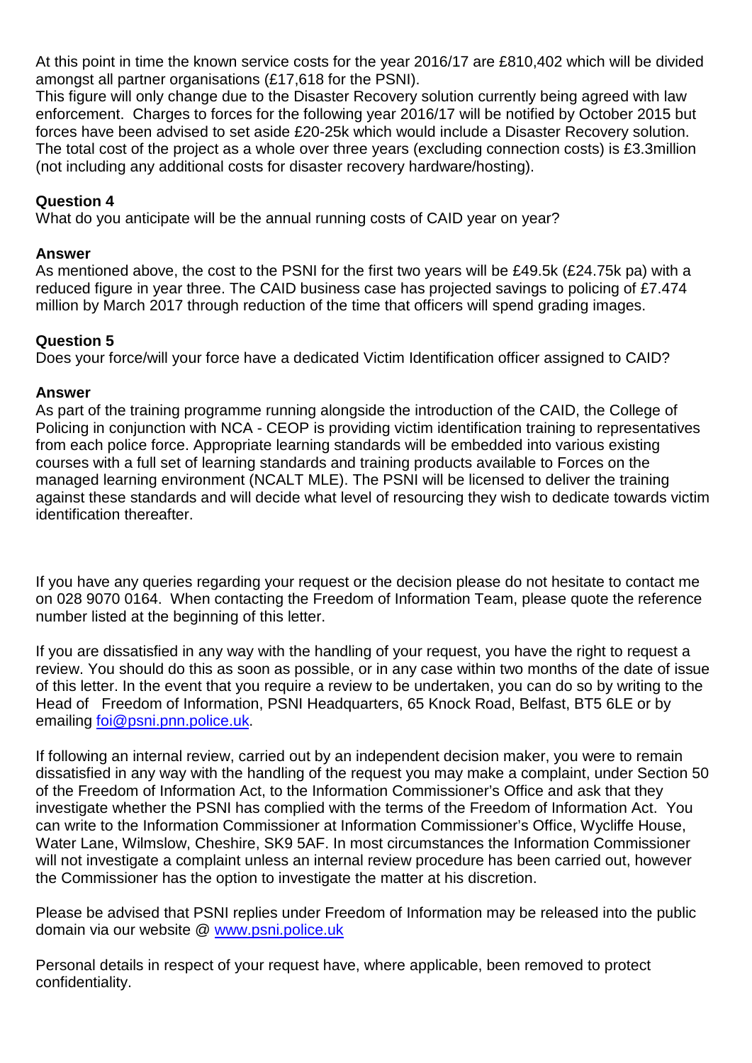At this point in time the known service costs for the year 2016/17 are £810,402 which will be divided amongst all partner organisations (£17,618 for the PSNI).
This figure will only change due to the Disaster Recovery solution currently being agreed with law enforcement. Charges to forces for the following year 2016/17 will be notified by October 2015 but forces have been advised to set aside £20-25k which would include a Disaster Recovery solution. The total cost of the project as a whole over three years (excluding connection costs) is £3.3million (not including any additional costs for disaster recovery hardware/hosting).

**Question 4**
What do you anticipate will be the annual running costs of CAID year on year?

**Answer**
As mentioned above, the cost to the PSNI for the first two years will be £49.5k (£24.75k pa) with a reduced figure in year three. The CAID business case has projected savings to policing of £7.474 million by March 2017 through reduction of the time that officers will spend grading images.

**Question 5**
Does your force/will your force have a dedicated Victim Identification officer assigned to CAID?

**Answer**
As part of the training programme running alongside the introduction of the CAID, the College of Policing in conjunction with NCA - CEOP is providing victim identification training to representatives from each police force. Appropriate learning standards will be embedded into various existing courses with a full set of learning standards and training products available to Forces on the managed learning environment (NCALT MLE). The PSNI will be licensed to deliver the training against these standards and will decide what level of resourcing they wish to dedicate towards victim identification thereafter.

If you have any queries regarding your request or the decision please do not hesitate to contact me on 028 9070 0164. When contacting the Freedom of Information Team, please quote the reference number listed at the beginning of this letter.

If you are dissatisfied in any way with the handling of your request, you have the right to request a review. You should do this as soon as possible, or in any case within two months of the date of issue of this letter. In the event that you require a review to be undertaken, you can do so by writing to the Head of Freedom of Information, PSNI Headquarters, 65 Knock Road, Belfast, BT5 6LE or by emailing foi@psni.pnn.police.uk.

If following an internal review, carried out by an independent decision maker, you were to remain dissatisfied in any way with the handling of the request you may make a complaint, under Section 50 of the Freedom of Information Act, to the Information Commissioner's Office and ask that they investigate whether the PSNI has complied with the terms of the Freedom of Information Act. You can write to the Information Commissioner at Information Commissioner's Office, Wycliffe House, Water Lane, Wilmslow, Cheshire, SK9 5AF. In most circumstances the Information Commissioner will not investigate a complaint unless an internal review procedure has been carried out, however the Commissioner has the option to investigate the matter at his discretion.

Please be advised that PSNI replies under Freedom of Information may be released into the public domain via our website @ www.psni.police.uk

Personal details in respect of your request have, where applicable, been removed to protect confidentiality.